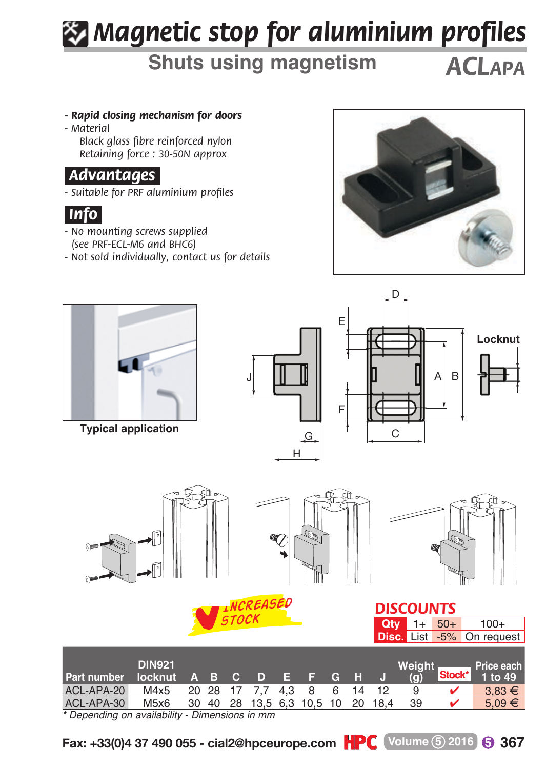# Magnetic stop for aluminium profiles

## Shuts using magnetism

**ACLAPA**

- ***Rapid closing mechanism for doors***
- *Material*
  *Black glass fibre reinforced nylon*
  *Retaining force : 30-50N approx*

### Advantages

- *Suitable for PRF aluminium profiles*

### Info

- *No mounting screws supplied (see PRF-ECL-M6 and BHC6)*
- *Not sold individually, contact us for details*

**Typical application**

**Locknut**

*INCREASED STOCK*

**DISCOUNTS**

| Qty | 1+ | 50+ | 100+ |
|---|---|---|---|
| Disc. | List | -5% | On request |

| Part number | DIN921 locknut | A | B | C | D | E | F | G | H | J | Weight (g) | Stock* | Price each 1 to 49 |
|---|---|---|---|---|---|---|---|---|---|---|---|---|---|
| ACL-APA-20 | M4x5 | 20 | 28 | 17 | 7,7 | 4,3 | 8 | 6 | 14 | 12 | 9 | ✔ | 3,83 € |
| ACL-APA-30 | M5x6 | 30 | 40 | 28 | 13,5 | 6,3 | 10,5 | 10 | 20 | 18,4 | 39 | ✔ | 5,09 € |

*\* Depending on availability - Dimensions in mm*

Fax: +33(0)4 37 490 055 - cial2@hpceurope.com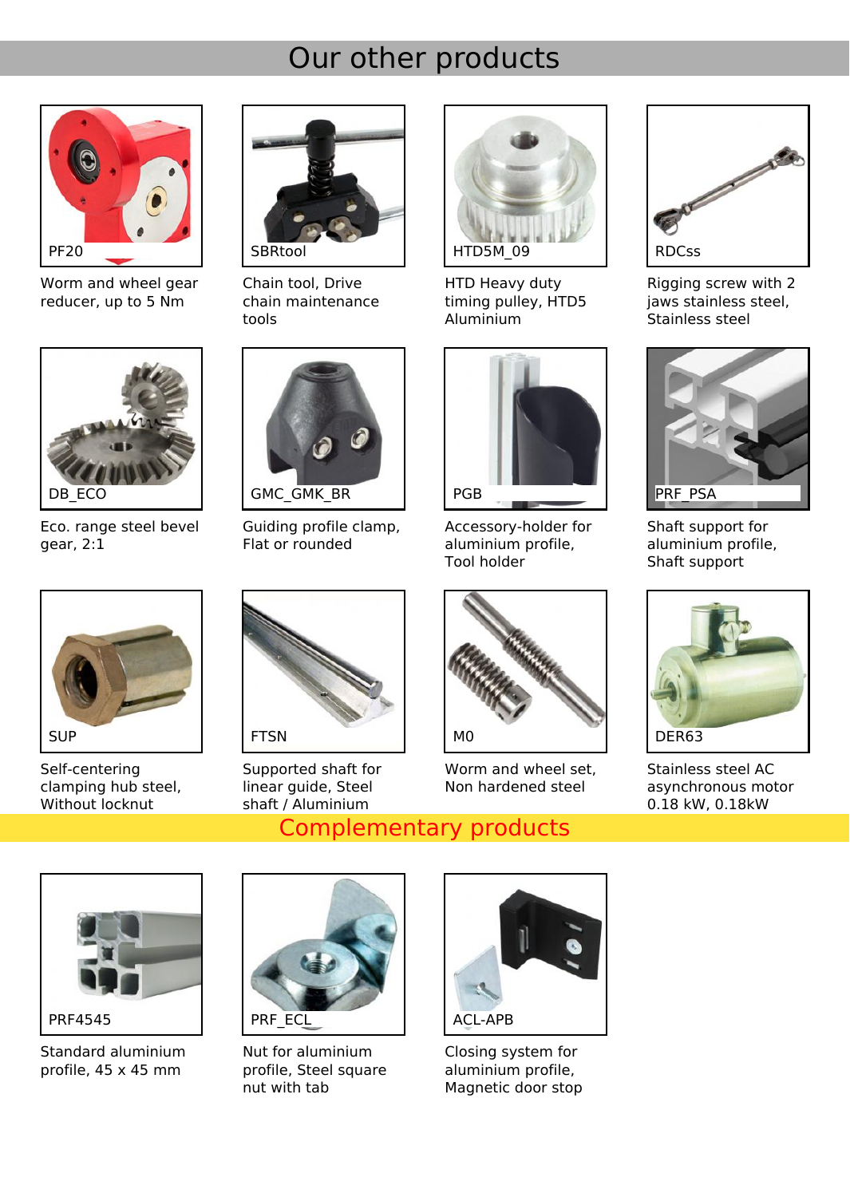# Our other products

PF20

Worm and wheel gear reducer, up to 5 Nm

SBRtool

Chain tool, Drive chain maintenance tools

HTD5M_09

HTD Heavy duty timing pulley, HTD5 Aluminium

RDCss

Rigging screw with 2 jaws stainless steel, Stainless steel

DB_ECO

Eco. range steel bevel gear, 2:1

GMC_GMK_BR

Guiding profile clamp, Flat or rounded

PGB

Accessory-holder for aluminium profile, Tool holder

PRF_PSA

Shaft support for aluminium profile, Shaft support

SUP

Self-centering clamping hub steel, Without locknut

FTSN

Supported shaft for linear guide, Steel shaft / Aluminium

M0

Worm and wheel set, Non hardened steel

DER63

Stainless steel AC asynchronous motor 0.18 kW, 0.18kW

# Complementary products

PRF4545

Standard aluminium profile, 45 x 45 mm

PRF_ECL

Nut for aluminium profile, Steel square nut with tab

ACL-APB

Closing system for aluminium profile, Magnetic door stop